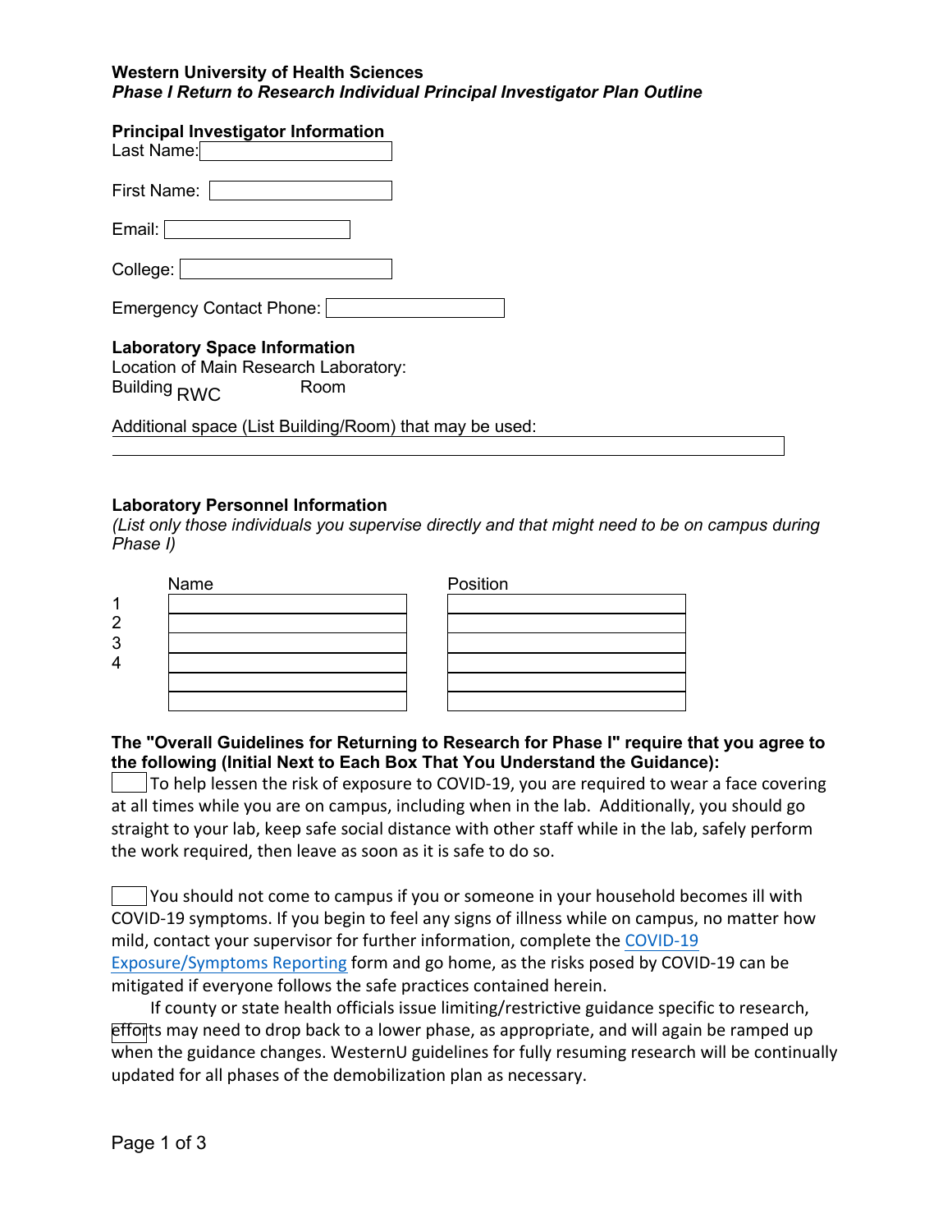**Western University of Health Sciences**
***Phase I Return to Research Individual Principal Investigator Plan Outline***

**Principal Investigator Information**

Last Name:

First Name:

Email:

College:

Emergency Contact Phone:

**Laboratory Space Information**

Location of Main Research Laboratory:

Building RWC Room

Additional space (List Building/Room) that may be used:

**Laboratory Personnel Information**

*(List only those individuals you supervise directly and that might need to be on campus during Phase I)*

| | Name | Position |
|---|---|---|
| 1 | | |
| 2 | | |
| 3 | | |
| 4 | | |
| | | |
| | | |

**The "Overall Guidelines for Returning to Research for Phase I" require that you agree to the following (Initial Next to Each Box That You Understand the Guidance):**

☐ To help lessen the risk of exposure to COVID-19, you are required to wear a face covering at all times while you are on campus, including when in the lab. Additionally, you should go straight to your lab, keep safe social distance with other staff while in the lab, safely perform the work required, then leave as soon as it is safe to do so.

☐ You should not come to campus if you or someone in your household becomes ill with COVID-19 symptoms. If you begin to feel any signs of illness while on campus, no matter how mild, contact your supervisor for further information, complete the COVID-19 Exposure/Symptoms Reporting form and go home, as the risks posed by COVID-19 can be mitigated if everyone follows the safe practices contained herein.

☐ If county or state health officials issue limiting/restrictive guidance specific to research, efforts may need to drop back to a lower phase, as appropriate, and will again be ramped up when the guidance changes. WesternU guidelines for fully resuming research will be continually updated for all phases of the demobilization plan as necessary.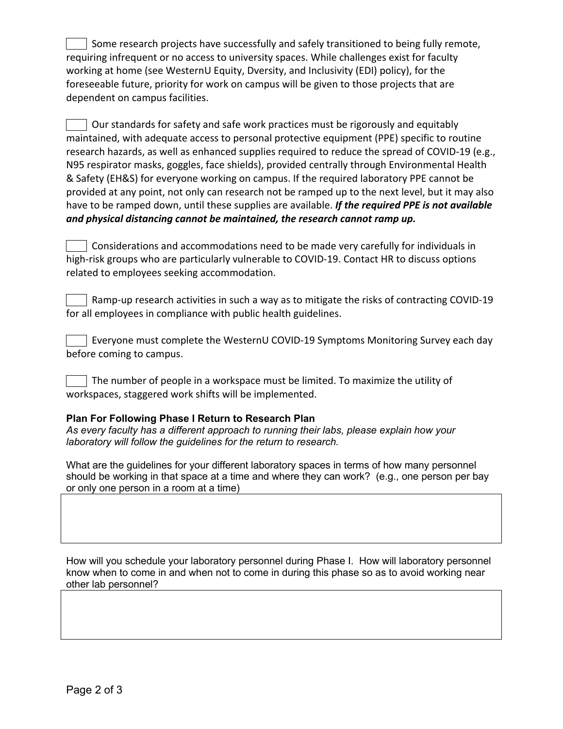- [ ] Some research projects have successfully and safely transitioned to being fully remote, requiring infrequent or no access to university spaces. While challenges exist for faculty working at home (see WesternU Equity, Dversity, and Inclusivity (EDI) policy), for the foreseeable future, priority for work on campus will be given to those projects that are dependent on campus facilities.

- [ ] Our standards for safety and safe work practices must be rigorously and equitably maintained, with adequate access to personal protective equipment (PPE) specific to routine research hazards, as well as enhanced supplies required to reduce the spread of COVID-19 (e.g., N95 respirator masks, goggles, face shields), provided centrally through Environmental Health & Safety (EH&S) for everyone working on campus. If the required laboratory PPE cannot be provided at any point, not only can research not be ramped up to the next level, but it may also have to be ramped down, until these supplies are available. ***If the required PPE is not available and physical distancing cannot be maintained, the research cannot ramp up.***

- [ ] Considerations and accommodations need to be made very carefully for individuals in high-risk groups who are particularly vulnerable to COVID-19. Contact HR to discuss options related to employees seeking accommodation.

- [ ] Ramp-up research activities in such a way as to mitigate the risks of contracting COVID-19 for all employees in compliance with public health guidelines.

- [ ] Everyone must complete the WesternU COVID-19 Symptoms Monitoring Survey each day before coming to campus.

- [ ] The number of people in a workspace must be limited. To maximize the utility of workspaces, staggered work shifts will be implemented.

**Plan For Following Phase I Return to Research Plan**

*As every faculty has a different approach to running their labs, please explain how your laboratory will follow the guidelines for the return to research.*

What are the guidelines for your different laboratory spaces in terms of how many personnel should be working in that space at a time and where they can work? (e.g., one person per bay or only one person in a room at a time)

| |
|---|
| |

How will you schedule your laboratory personnel during Phase I. How will laboratory personnel know when to come in and when not to come in during this phase so as to avoid working near other lab personnel?

| |
|---|
| |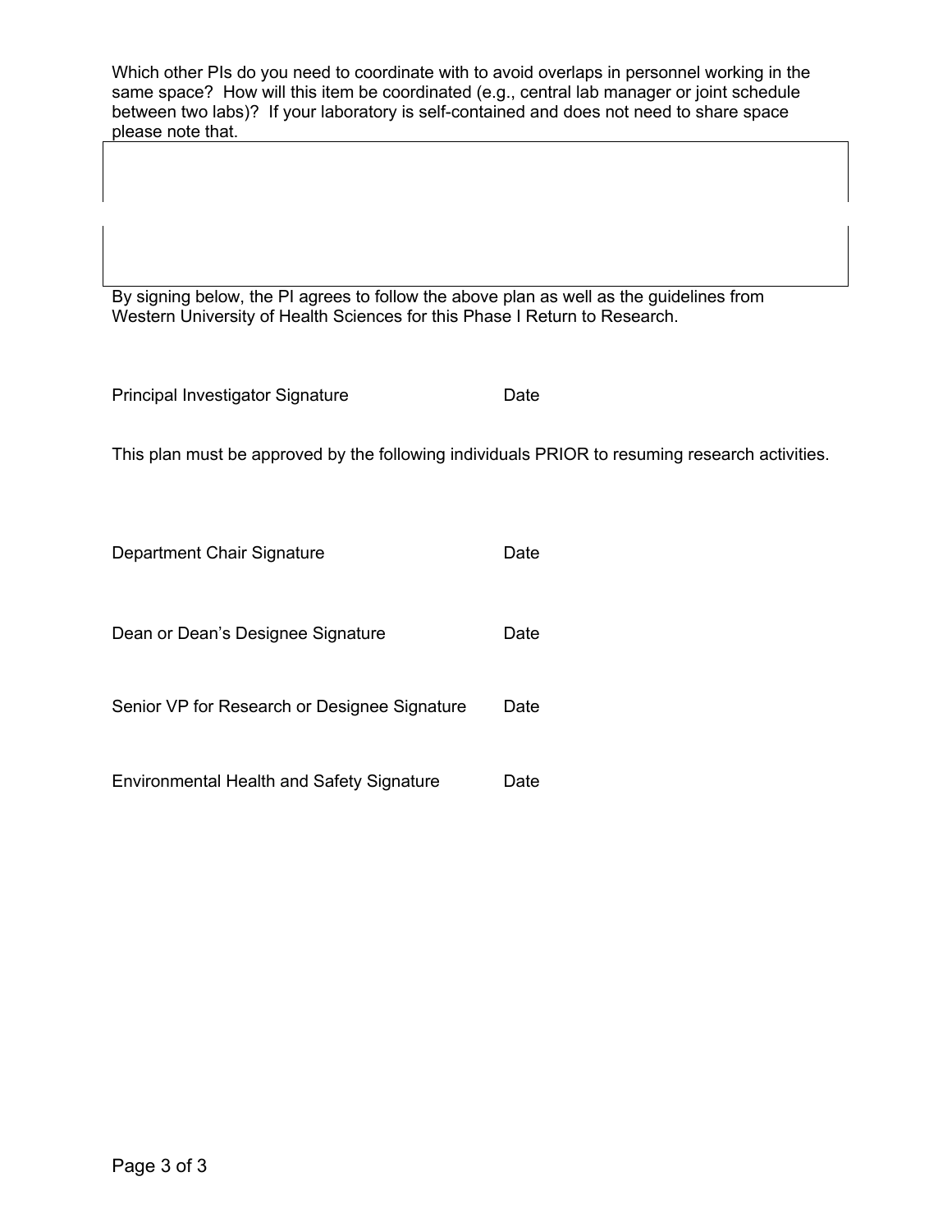Which other PIs do you need to coordinate with to avoid overlaps in personnel working in the same space? How will this item be coordinated (e.g., central lab manager or joint schedule between two labs)? If your laboratory is self-contained and does not need to share space please note that.

By signing below, the PI agrees to follow the above plan as well as the guidelines from Western University of Health Sciences for this Phase I Return to Research.

Principal Investigator Signature Date

This plan must be approved by the following individuals PRIOR to resuming research activities.

Department Chair Signature Date

Dean or Dean's Designee Signature Date

Senior VP for Research or Designee Signature Date

Environmental Health and Safety Signature Date